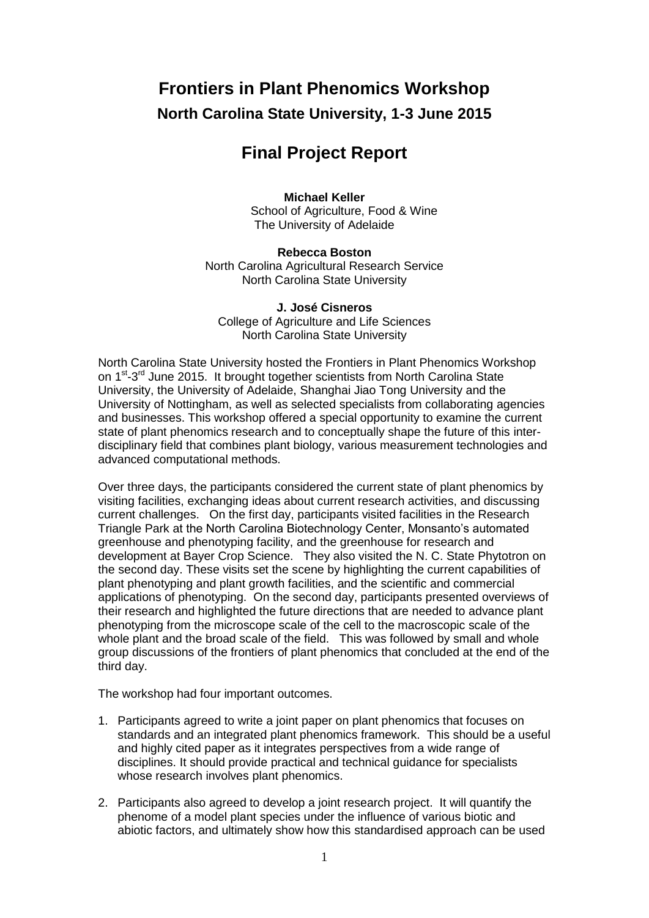# Frontiers in Plant Phenomics Workshop

## North Carolina State University, 1-3 June 2015

# Final Project Report

**Michael Keller**
School of Agriculture, Food & Wine
The University of Adelaide

**Rebecca Boston**
North Carolina Agricultural Research Service
North Carolina State University

**J. José Cisneros**
College of Agriculture and Life Sciences
North Carolina State University

North Carolina State University hosted the Frontiers in Plant Phenomics Workshop on 1st-3rd June 2015. It brought together scientists from North Carolina State University, the University of Adelaide, Shanghai Jiao Tong University and the University of Nottingham, as well as selected specialists from collaborating agencies and businesses. This workshop offered a special opportunity to examine the current state of plant phenomics research and to conceptually shape the future of this inter-disciplinary field that combines plant biology, various measurement technologies and advanced computational methods.

Over three days, the participants considered the current state of plant phenomics by visiting facilities, exchanging ideas about current research activities, and discussing current challenges. On the first day, participants visited facilities in the Research Triangle Park at the North Carolina Biotechnology Center, Monsanto's automated greenhouse and phenotyping facility, and the greenhouse for research and development at Bayer Crop Science. They also visited the N. C. State Phytotron on the second day. These visits set the scene by highlighting the current capabilities of plant phenotyping and plant growth facilities, and the scientific and commercial applications of phenotyping. On the second day, participants presented overviews of their research and highlighted the future directions that are needed to advance plant phenotyping from the microscope scale of the cell to the macroscopic scale of the whole plant and the broad scale of the field. This was followed by small and whole group discussions of the frontiers of plant phenomics that concluded at the end of the third day.

The workshop had four important outcomes.

1. Participants agreed to write a joint paper on plant phenomics that focuses on standards and an integrated plant phenomics framework. This should be a useful and highly cited paper as it integrates perspectives from a wide range of disciplines. It should provide practical and technical guidance for specialists whose research involves plant phenomics.

2. Participants also agreed to develop a joint research project. It will quantify the phenome of a model plant species under the influence of various biotic and abiotic factors, and ultimately show how this standardised approach can be used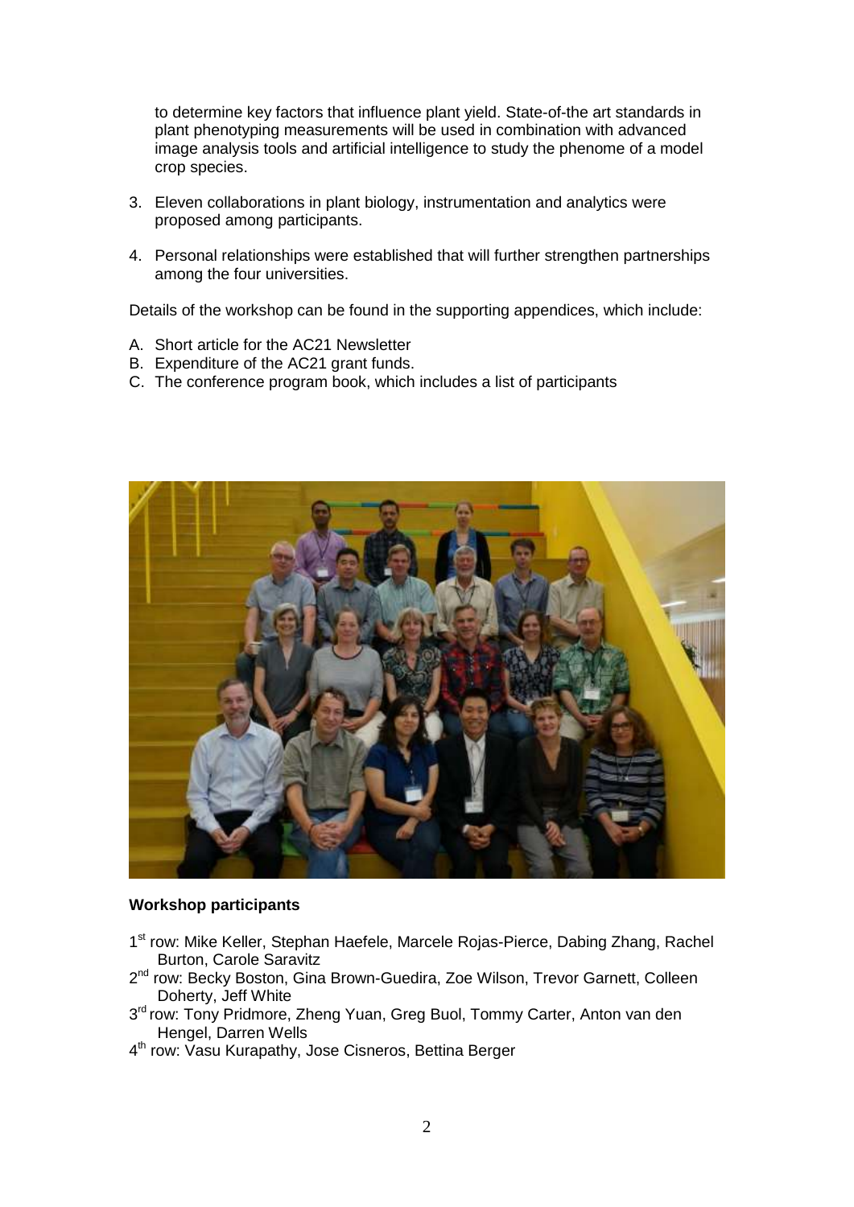to determine key factors that influence plant yield. State-of-the art standards in plant phenotyping measurements will be used in combination with advanced image analysis tools and artificial intelligence to study the phenome of a model crop species.

3. Eleven collaborations in plant biology, instrumentation and analytics were proposed among participants.

4. Personal relationships were established that will further strengthen partnerships among the four universities.

Details of the workshop can be found in the supporting appendices, which include:

A. Short article for the AC21 Newsletter
B. Expenditure of the AC21 grant funds.
C. The conference program book, which includes a list of participants

**Workshop participants**

1st row: Mike Keller, Stephan Haefele, Marcele Rojas-Pierce, Dabing Zhang, Rachel Burton, Carole Saravitz

2nd row: Becky Boston, Gina Brown-Guedira, Zoe Wilson, Trevor Garnett, Colleen Doherty, Jeff White

3rd row: Tony Pridmore, Zheng Yuan, Greg Buol, Tommy Carter, Anton van den Hengel, Darren Wells

4th row: Vasu Kurapathy, Jose Cisneros, Bettina Berger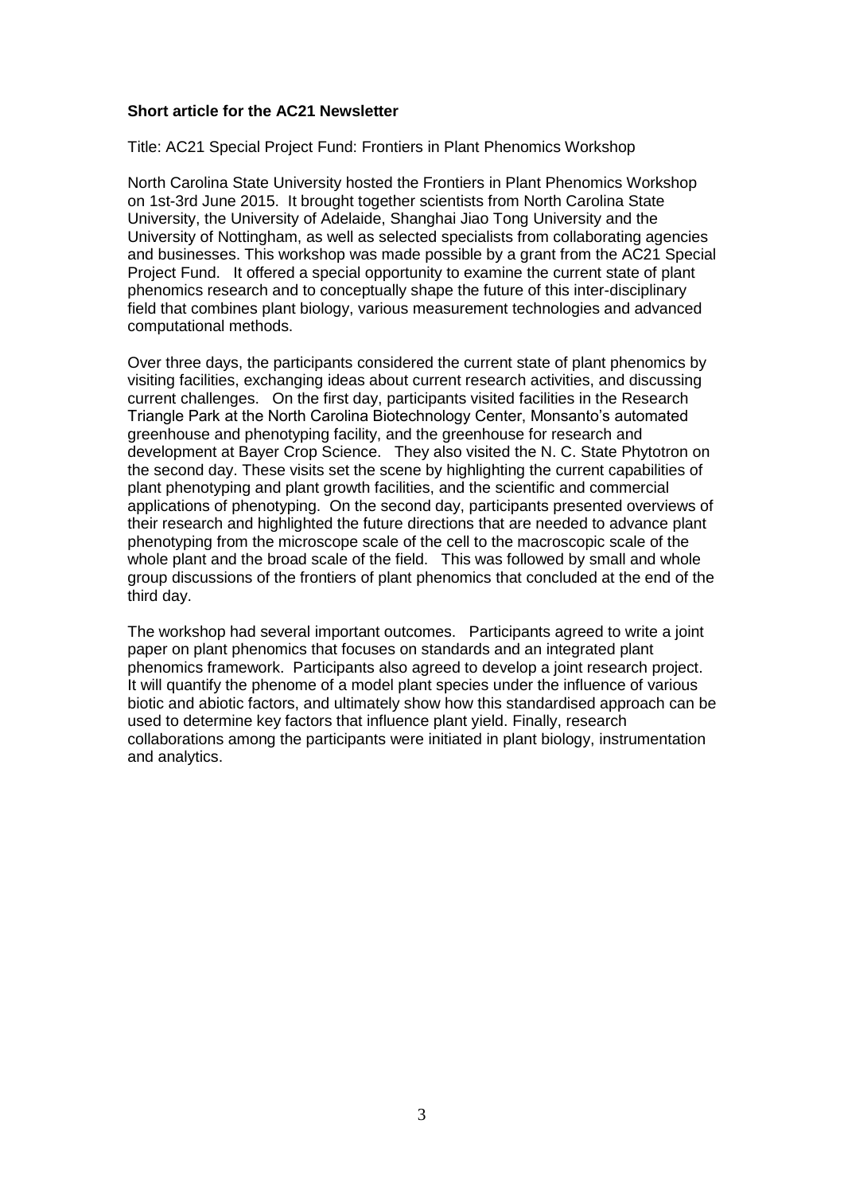**Short article for the AC21 Newsletter**

Title: AC21 Special Project Fund: Frontiers in Plant Phenomics Workshop

North Carolina State University hosted the Frontiers in Plant Phenomics Workshop on 1st-3rd June 2015. It brought together scientists from North Carolina State University, the University of Adelaide, Shanghai Jiao Tong University and the University of Nottingham, as well as selected specialists from collaborating agencies and businesses. This workshop was made possible by a grant from the AC21 Special Project Fund. It offered a special opportunity to examine the current state of plant phenomics research and to conceptually shape the future of this inter-disciplinary field that combines plant biology, various measurement technologies and advanced computational methods.

Over three days, the participants considered the current state of plant phenomics by visiting facilities, exchanging ideas about current research activities, and discussing current challenges. On the first day, participants visited facilities in the Research Triangle Park at the North Carolina Biotechnology Center, Monsanto's automated greenhouse and phenotyping facility, and the greenhouse for research and development at Bayer Crop Science. They also visited the N. C. State Phytotron on the second day. These visits set the scene by highlighting the current capabilities of plant phenotyping and plant growth facilities, and the scientific and commercial applications of phenotyping. On the second day, participants presented overviews of their research and highlighted the future directions that are needed to advance plant phenotyping from the microscope scale of the cell to the macroscopic scale of the whole plant and the broad scale of the field. This was followed by small and whole group discussions of the frontiers of plant phenomics that concluded at the end of the third day.

The workshop had several important outcomes. Participants agreed to write a joint paper on plant phenomics that focuses on standards and an integrated plant phenomics framework. Participants also agreed to develop a joint research project. It will quantify the phenome of a model plant species under the influence of various biotic and abiotic factors, and ultimately show how this standardised approach can be used to determine key factors that influence plant yield. Finally, research collaborations among the participants were initiated in plant biology, instrumentation and analytics.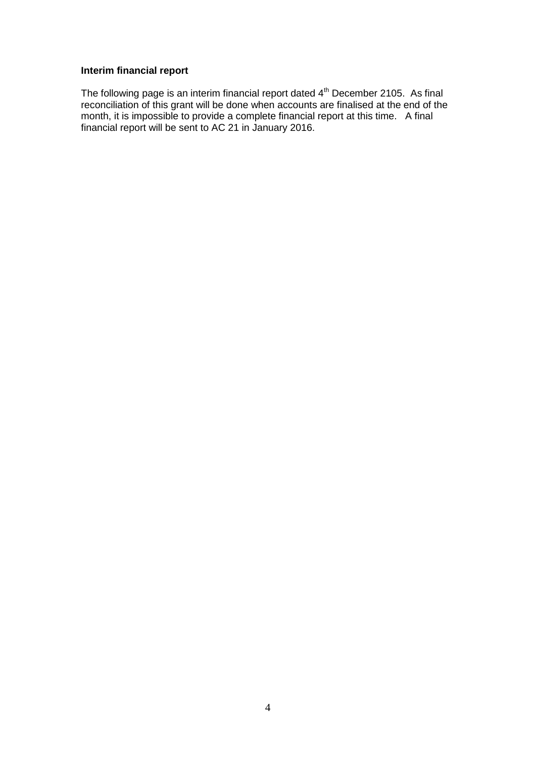**Interim financial report**

The following page is an interim financial report dated 4th December 2105. As final reconciliation of this grant will be done when accounts are finalised at the end of the month, it is impossible to provide a complete financial report at this time. A final financial report will be sent to AC 21 in January 2016.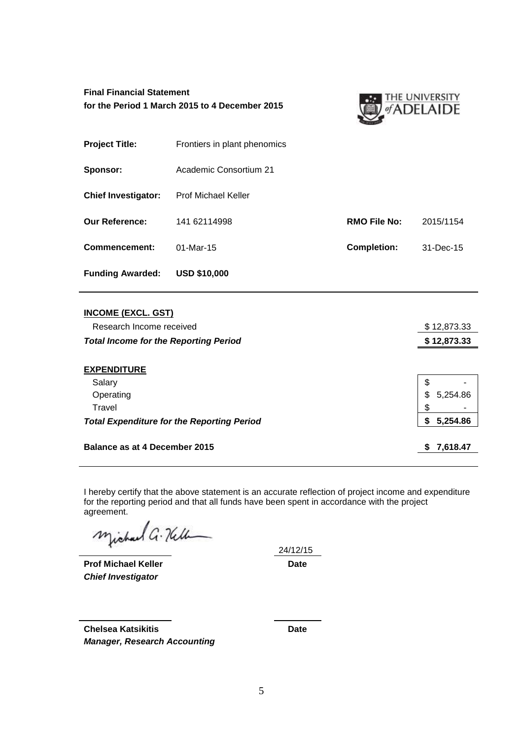**Final Financial Statement**
**for the Period 1 March 2015 to 4 December 2015**

THE UNIVERSITY of ADELAIDE

| | | | |
|---|---|---|---|
| **Project Title:** | Frontiers in plant phenomics | | |
| **Sponsor:** | Academic Consortium 21 | | |
| **Chief Investigator:** | Prof Michael Keller | | |
| **Our Reference:** | 141 62114998 | **RMO File No:** | 2015/1154 |
| **Commencement:** | 01-Mar-15 | **Completion:** | 31-Dec-15 |
| **Funding Awarded:** | **USD $10,000** | | |

| | |
|---|---|
| **INCOME (EXCL. GST)** | |
| Research Income received | $ 12,873.33 |
| ***Total Income for the Reporting Period*** | **$ 12,873.33** |
| **EXPENDITURE** | |
| Salary | $ - |
| Operating | $ 5,254.86 |
| Travel | $ - |
| ***Total Expenditure for the Reporting Period*** | **$ 5,254.86** |
| **Balance as at 4 December 2015** | **$ 7,618.47** |

I hereby certify that the above statement is an accurate reflection of project income and expenditure for the reporting period and that all funds have been spent in accordance with the project agreement.

Michael G. Keller

24/12/15

**Prof Michael Keller** **Date**
***Chief Investigator***

**Chelsea Katsikitis** **Date**
***Manager, Research Accounting***